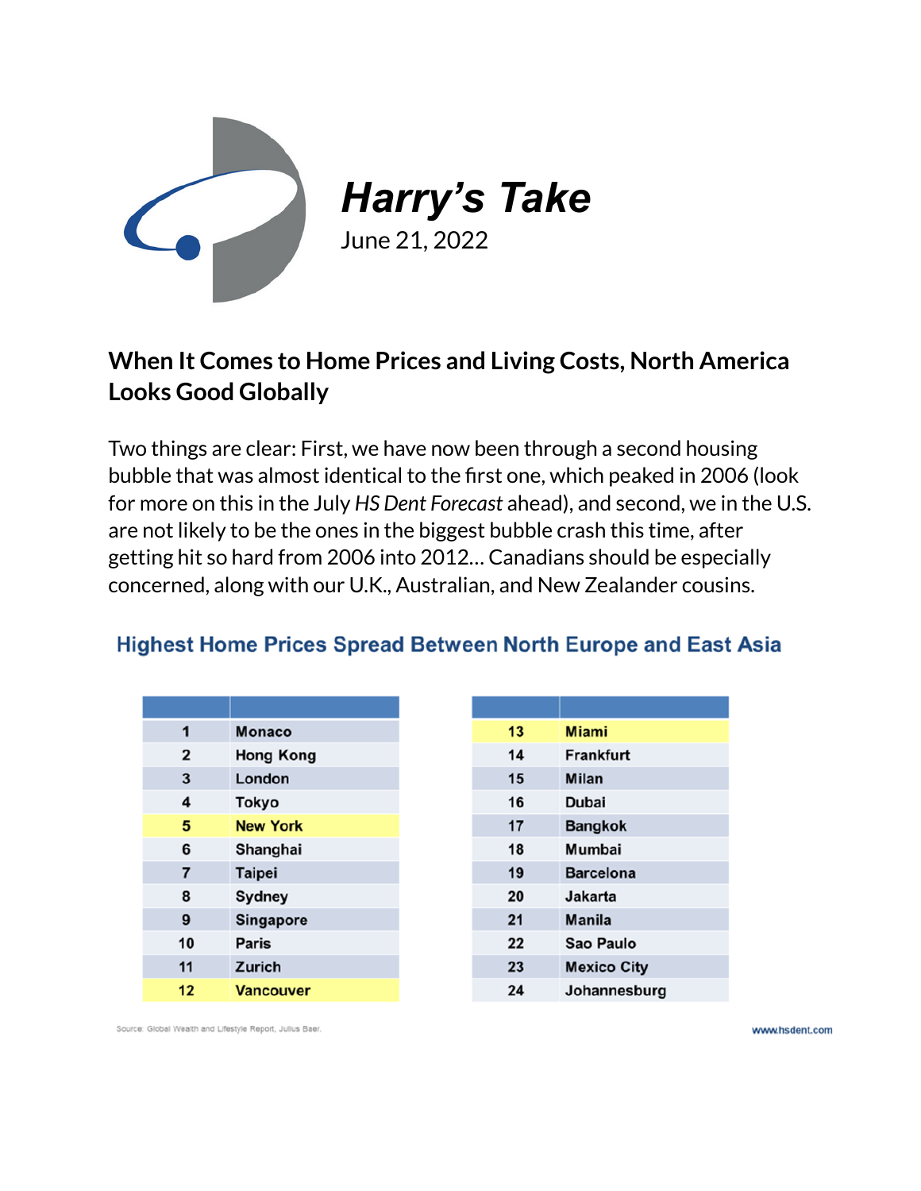# *Harry's Take*

June 21, 2022

## When It Comes to Home Prices and Living Costs, North America Looks Good Globally

Two things are clear: First, we have now been through a second housing bubble that was almost identical to the first one, which peaked in 2006 (look for more on this in the July *HS Dent Forecast* ahead), and second, we in the U.S. are not likely to be the ones in the biggest bubble crash this time, after getting hit so hard from 2006 into 2012… Canadians should be especially concerned, along with our U.K., Australian, and New Zealander cousins.

### Highest Home Prices Spread Between North Europe and East Asia

| | |
|---|---|
| 1 | Monaco |
| 2 | Hong Kong |
| 3 | London |
| 4 | Tokyo |
| 5 | New York |
| 6 | Shanghai |
| 7 | Taipei |
| 8 | Sydney |
| 9 | Singapore |
| 10 | Paris |
| 11 | Zurich |
| 12 | Vancouver |
| 13 | Miami |
| 14 | Frankfurt |
| 15 | Milan |
| 16 | Dubai |
| 17 | Bangkok |
| 18 | Mumbai |
| 19 | Barcelona |
| 20 | Jakarta |
| 21 | Manila |
| 22 | Sao Paulo |
| 23 | Mexico City |
| 24 | Johannesburg |

Source: Global Wealth and Lifestyle Report, Julius Baer.

www.hsdent.com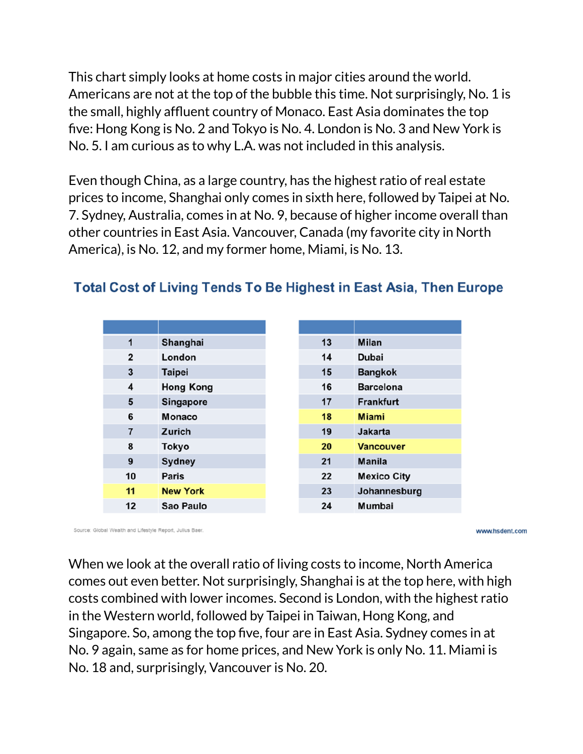This chart simply looks at home costs in major cities around the world. Americans are not at the top of the bubble this time. Not surprisingly, No. 1 is the small, highly affluent country of Monaco. East Asia dominates the top five: Hong Kong is No. 2 and Tokyo is No. 4. London is No. 3 and New York is No. 5. I am curious as to why L.A. was not included in this analysis.

Even though China, as a large country, has the highest ratio of real estate prices to income, Shanghai only comes in sixth here, followed by Taipei at No. 7. Sydney, Australia, comes in at No. 9, because of higher income overall than other countries in East Asia. Vancouver, Canada (my favorite city in North America), is No. 12, and my former home, Miami, is No. 13.

## Total Cost of Living Tends To Be Highest in East Asia, Then Europe

| | | | |
|---|---|---|---|
| 1 | Shanghai | 13 | Milan |
| 2 | London | 14 | Dubai |
| 3 | Taipei | 15 | Bangkok |
| 4 | Hong Kong | 16 | Barcelona |
| 5 | Singapore | 17 | Frankfurt |
| 6 | Monaco | 18 | Miami |
| 7 | Zurich | 19 | Jakarta |
| 8 | Tokyo | 20 | Vancouver |
| 9 | Sydney | 21 | Manila |
| 10 | Paris | 22 | Mexico City |
| 11 | New York | 23 | Johannesburg |
| 12 | Sao Paulo | 24 | Mumbai |

Source: Global Wealth and Lifestyle Report, Julius Baer.

www.hsdent.com

When we look at the overall ratio of living costs to income, North America comes out even better. Not surprisingly, Shanghai is at the top here, with high costs combined with lower incomes. Second is London, with the highest ratio in the Western world, followed by Taipei in Taiwan, Hong Kong, and Singapore. So, among the top five, four are in East Asia. Sydney comes in at No. 9 again, same as for home prices, and New York is only No. 11. Miami is No. 18 and, surprisingly, Vancouver is No. 20.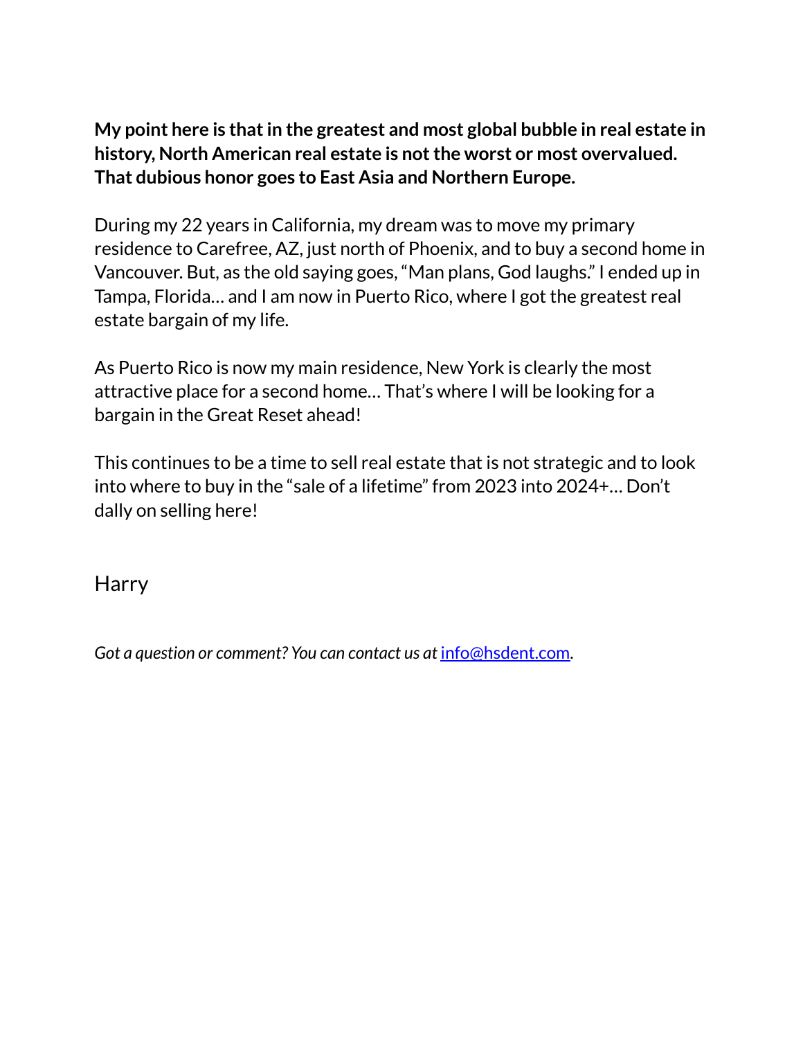**My point here is that in the greatest and most global bubble in real estate in history, North American real estate is not the worst or most overvalued. That dubious honor goes to East Asia and Northern Europe.**

During my 22 years in California, my dream was to move my primary residence to Carefree, AZ, just north of Phoenix, and to buy a second home in Vancouver. But, as the old saying goes, "Man plans, God laughs." I ended up in Tampa, Florida… and I am now in Puerto Rico, where I got the greatest real estate bargain of my life.

As Puerto Rico is now my main residence, New York is clearly the most attractive place for a second home… That's where I will be looking for a bargain in the Great Reset ahead!

This continues to be a time to sell real estate that is not strategic and to look into where to buy in the "sale of a lifetime" from 2023 into 2024+… Don't dally on selling here!

Harry

*Got a question or comment? You can contact us at* [info@hsdent.com](mailto:info@hsdent.com).